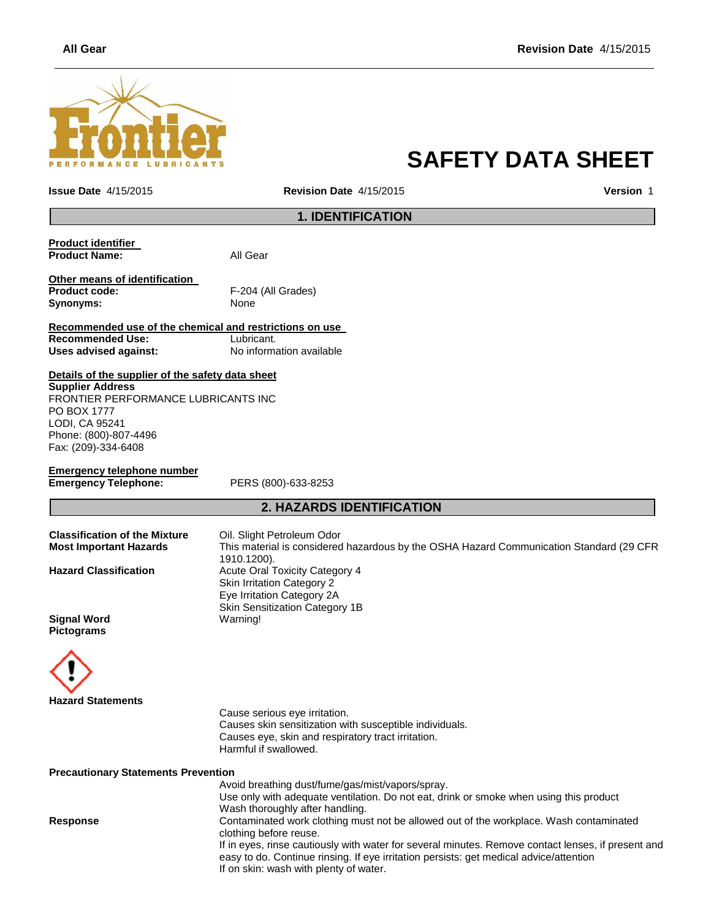# SAFETY DATA SHEET

**Issue Date** 4/15/2015 **Revision Date** 4/15/2015 **Version** 1

## 1. IDENTIFICATION

**Product identifier**

**Product Name:** All Gear

**Other means of identification**

**Product code:** F-204 (All Grades)

**Synonyms:** None

**Recommended use of the chemical and restrictions on use**

**Recommended Use:** Lubricant.

**Uses advised against:** No information available

**Details of the supplier of the safety data sheet**

**Supplier Address**

FRONTIER PERFORMANCE LUBRICANTS INC
PO BOX 1777
LODI, CA 95241
Phone: (800)-807-4496
Fax: (209)-334-6408

**Emergency telephone number**

**Emergency Telephone:** PERS (800)-633-8253

## 2. HAZARDS IDENTIFICATION

**Classification of the Mixture** Oil. Slight Petroleum Odor

**Most Important Hazards** This material is considered hazardous by the OSHA Hazard Communication Standard (29 CFR 1910.1200).

**Hazard Classification**
Acute Oral Toxicity Category 4
Skin Irritation Category 2
Eye Irritation Category 2A
Skin Sensitization Category 1B

**Signal Word** Warning!

**Pictograms**

**Hazard Statements**

Cause serious eye irritation.
Causes skin sensitization with susceptible individuals.
Causes eye, skin and respiratory tract irritation.
Harmful if swallowed.

**Precautionary Statements Prevention**

Avoid breathing dust/fume/gas/mist/vapors/spray.
Use only with adequate ventilation. Do not eat, drink or smoke when using this product
Wash thoroughly after handling.

**Response**

Contaminated work clothing must not be allowed out of the workplace. Wash contaminated clothing before reuse.
If in eyes, rinse cautiously with water for several minutes. Remove contact lenses, if present and easy to do. Continue rinsing. If eye irritation persists: get medical advice/attention
If on skin: wash with plenty of water.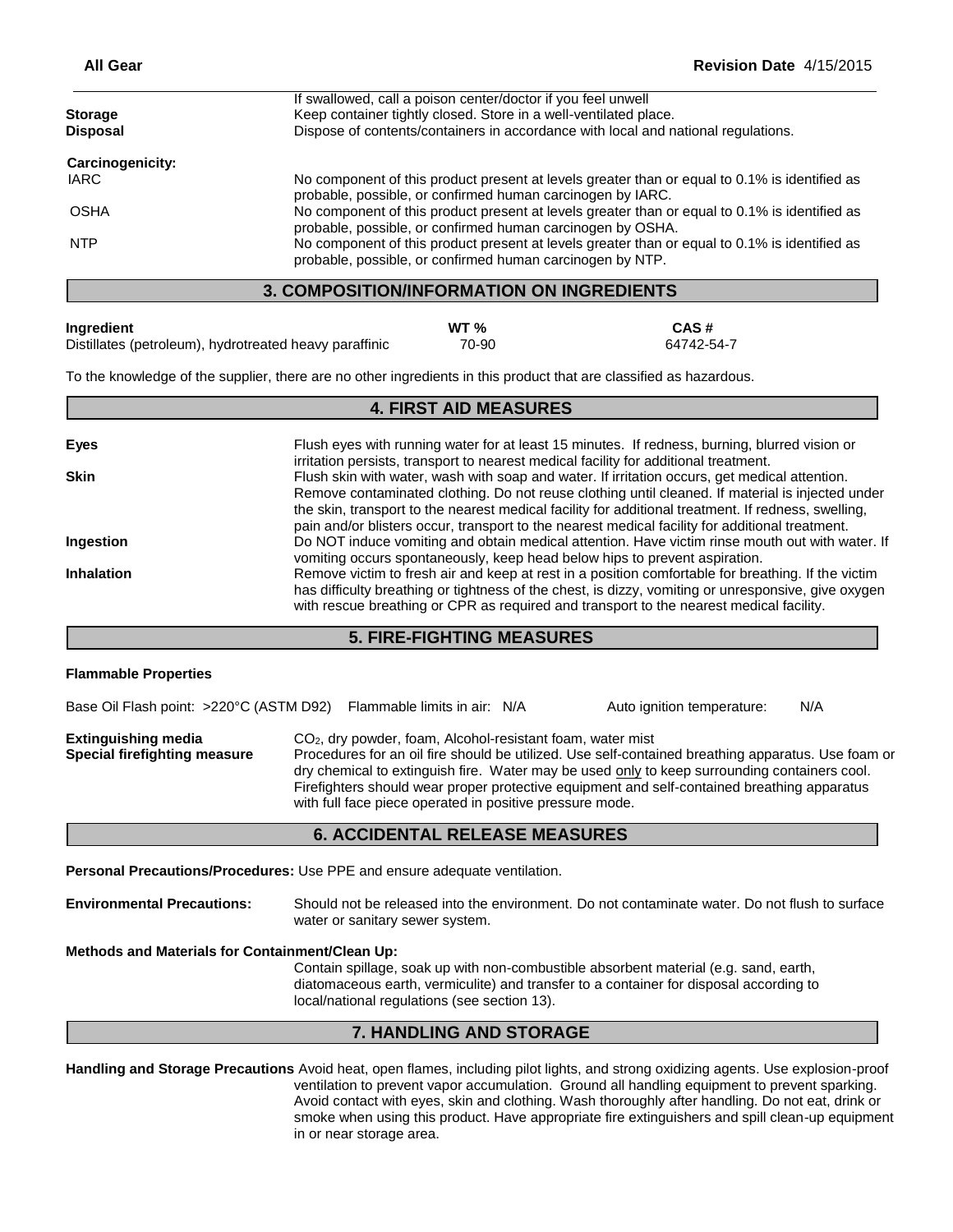| | |
|---|---|
| | If swallowed, call a poison center/doctor if you feel unwell |
| **Storage** | Keep container tightly closed. Store in a well-ventilated place. |
| **Disposal** | Dispose of contents/containers in accordance with local and national regulations. |

**Carcinogenicity:**

| | |
|---|---|
| IARC | No component of this product present at levels greater than or equal to 0.1% is identified as probable, possible, or confirmed human carcinogen by IARC. |
| OSHA | No component of this product present at levels greater than or equal to 0.1% is identified as probable, possible, or confirmed human carcinogen by OSHA. |
| NTP | No component of this product present at levels greater than or equal to 0.1% is identified as probable, possible, or confirmed human carcinogen by NTP. |

## 3. COMPOSITION/INFORMATION ON INGREDIENTS

| Ingredient | WT % | CAS # |
|---|---|---|
| Distillates (petroleum), hydrotreated heavy paraffinic | 70-90 | 64742-54-7 |

To the knowledge of the supplier, there are no other ingredients in this product that are classified as hazardous.

## 4. FIRST AID MEASURES

| | |
|---|---|
| **Eyes** | Flush eyes with running water for at least 15 minutes. If redness, burning, blurred vision or irritation persists, transport to nearest medical facility for additional treatment. |
| **Skin** | Flush skin with water, wash with soap and water. If irritation occurs, get medical attention. Remove contaminated clothing. Do not reuse clothing until cleaned. If material is injected under the skin, transport to the nearest medical facility for additional treatment. If redness, swelling, pain and/or blisters occur, transport to the nearest medical facility for additional treatment. |
| **Ingestion** | Do NOT induce vomiting and obtain medical attention. Have victim rinse mouth out with water. If vomiting occurs spontaneously, keep head below hips to prevent aspiration. |
| **Inhalation** | Remove victim to fresh air and keep at rest in a position comfortable for breathing. If the victim has difficulty breathing or tightness of the chest, is dizzy, vomiting or unresponsive, give oxygen with rescue breathing or CPR as required and transport to the nearest medical facility. |

## 5. FIRE-FIGHTING MEASURES

**Flammable Properties**

Base Oil Flash point: >220°C (ASTM D92)  Flammable limits in air: N/A  Auto ignition temperature: N/A

| | |
|---|---|
| **Extinguishing media** | $CO_2$, dry powder, foam, Alcohol-resistant foam, water mist |
| **Special firefighting measure** | Procedures for an oil fire should be utilized. Use self-contained breathing apparatus. Use foam or dry chemical to extinguish fire. Water may be used only to keep surrounding containers cool. Firefighters should wear proper protective equipment and self-contained breathing apparatus with full face piece operated in positive pressure mode. |

## 6. ACCIDENTAL RELEASE MEASURES

**Personal Precautions/Procedures:** Use PPE and ensure adequate ventilation.

**Environmental Precautions:** Should not be released into the environment. Do not contaminate water. Do not flush to surface water or sanitary sewer system.

**Methods and Materials for Containment/Clean Up:**

Contain spillage, soak up with non-combustible absorbent material (e.g. sand, earth, diatomaceous earth, vermiculite) and transfer to a container for disposal according to local/national regulations (see section 13).

## 7. HANDLING AND STORAGE

**Handling and Storage Precautions** Avoid heat, open flames, including pilot lights, and strong oxidizing agents. Use explosion-proof ventilation to prevent vapor accumulation. Ground all handling equipment to prevent sparking. Avoid contact with eyes, skin and clothing. Wash thoroughly after handling. Do not eat, drink or smoke when using this product. Have appropriate fire extinguishers and spill clean-up equipment in or near storage area.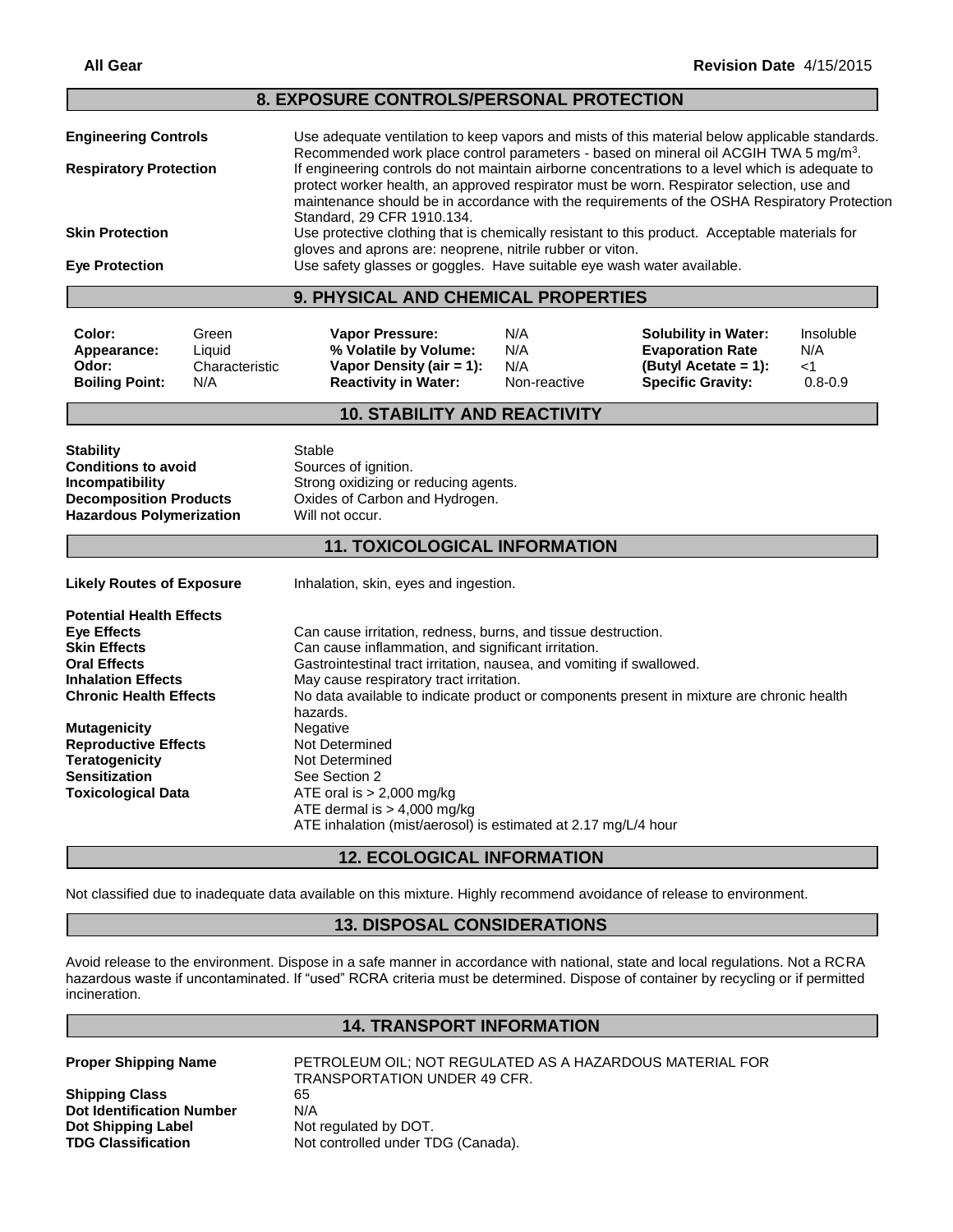## 8. EXPOSURE CONTROLS/PERSONAL PROTECTION

**Engineering Controls** Use adequate ventilation to keep vapors and mists of this material below applicable standards. Recommended work place control parameters - based on mineral oil ACGIH TWA 5 mg/m$^3$.

**Respiratory Protection** If engineering controls do not maintain airborne concentrations to a level which is adequate to protect worker health, an approved respirator must be worn. Respirator selection, use and maintenance should be in accordance with the requirements of the OSHA Respiratory Protection Standard, 29 CFR 1910.134.

**Skin Protection** Use protective clothing that is chemically resistant to this product. Acceptable materials for gloves and aprons are: neoprene, nitrile rubber or viton.

**Eye Protection** Use safety glasses or goggles. Have suitable eye wash water available.

## 9. PHYSICAL AND CHEMICAL PROPERTIES

| | | | | | |
|---|---|---|---|---|---|
| **Color:** | Green | **Vapor Pressure:** | N/A | **Solubility in Water:** | Insoluble |
| **Appearance:** | Liquid | **% Volatile by Volume:** | N/A | **Evaporation Rate** | N/A |
| **Odor:** | Characteristic | **Vapor Density (air = 1):** | N/A | **(Butyl Acetate = 1):** | <1 |
| **Boiling Point:** | N/A | **Reactivity in Water:** | Non-reactive | **Specific Gravity:** | 0.8-0.9 |

## 10. STABILITY AND REACTIVITY

**Stability** Stable

**Conditions to avoid** Sources of ignition.

**Incompatibility** Strong oxidizing or reducing agents.

**Decomposition Products** Oxides of Carbon and Hydrogen.

**Hazardous Polymerization** Will not occur.

## 11. TOXICOLOGICAL INFORMATION

**Likely Routes of Exposure** Inhalation, skin, eyes and ingestion.

**Potential Health Effects**

**Eye Effects** Can cause irritation, redness, burns, and tissue destruction.

**Skin Effects** Can cause inflammation, and significant irritation.

**Oral Effects** Gastrointestinal tract irritation, nausea, and vomiting if swallowed.

**Inhalation Effects** May cause respiratory tract irritation.

**Chronic Health Effects** No data available to indicate product or components present in mixture are chronic health hazards.

**Mutagenicity** Negative

**Reproductive Effects** Not Determined

**Teratogenicity** Not Determined

**Sensitization** See Section 2

**Toxicological Data** ATE oral is > 2,000 mg/kg
ATE dermal is > 4,000 mg/kg
ATE inhalation (mist/aerosol) is estimated at 2.17 mg/L/4 hour

## 12. ECOLOGICAL INFORMATION

Not classified due to inadequate data available on this mixture. Highly recommend avoidance of release to environment.

## 13. DISPOSAL CONSIDERATIONS

Avoid release to the environment. Dispose in a safe manner in accordance with national, state and local regulations. Not a RCRA hazardous waste if uncontaminated. If "used" RCRA criteria must be determined. Dispose of container by recycling or if permitted incineration.

## 14. TRANSPORT INFORMATION

**Proper Shipping Name** PETROLEUM OIL; NOT REGULATED AS A HAZARDOUS MATERIAL FOR TRANSPORTATION UNDER 49 CFR.

**Shipping Class** 65

**Dot Identification Number** N/A

**Dot Shipping Label** Not regulated by DOT.

**TDG Classification** Not controlled under TDG (Canada).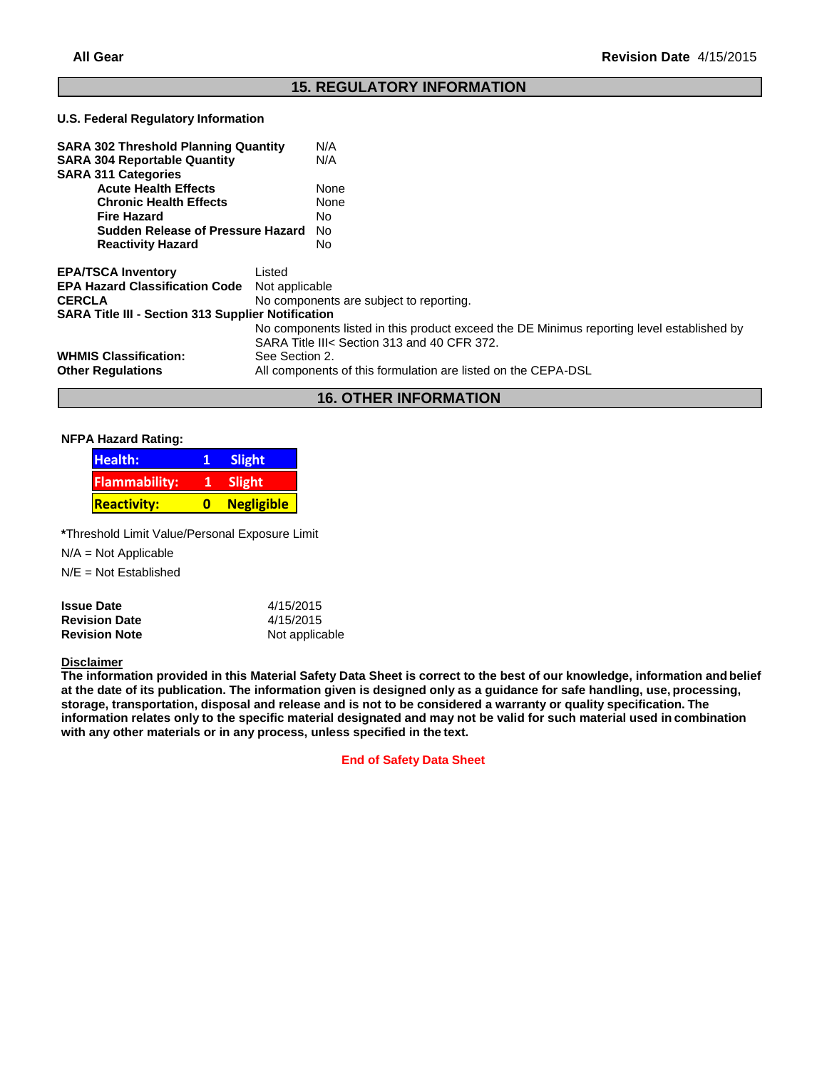## 15. REGULATORY INFORMATION

**U.S. Federal Regulatory Information**

| | |
|---|---|
| **SARA 302 Threshold Planning Quantity** | N/A |
| **SARA 304 Reportable Quantity** | N/A |
| **SARA 311 Categories** | |
| **Acute Health Effects** | None |
| **Chronic Health Effects** | None |
| **Fire Hazard** | No |
| **Sudden Release of Pressure Hazard** | No |
| **Reactivity Hazard** | No |

| | |
|---|---|
| **EPA/TSCA Inventory** | Listed |
| **EPA Hazard Classification Code** | Not applicable |
| **CERCLA** | No components are subject to reporting. |
| **SARA Title III - Section 313 Supplier Notification** | No components listed in this product exceed the DE Minimus reporting level established by SARA Title III< Section 313 and 40 CFR 372. |
| **WHMIS Classification:** | See Section 2. |
| **Other Regulations** | All components of this formulation are listed on the CEPA-DSL |

## 16. OTHER INFORMATION

**NFPA Hazard Rating:**

| | | |
|---|---|---|
| Health: | 1 | Slight |
| Flammability: | 1 | Slight |
| Reactivity: | 0 | Negligible |

*Threshold Limit Value/Personal Exposure Limit

N/A = Not Applicable

N/E = Not Established

| | |
|---|---|
| **Issue Date** | 4/15/2015 |
| **Revision Date** | 4/15/2015 |
| **Revision Note** | Not applicable |

**Disclaimer**

**The information provided in this Material Safety Data Sheet is correct to the best of our knowledge, information and belief at the date of its publication. The information given is designed only as a guidance for safe handling, use, processing, storage, transportation, disposal and release and is not to be considered a warranty or quality specification. The information relates only to the specific material designated and may not be valid for such material used in combination with any other materials or in any process, unless specified in the text.**

**End of Safety Data Sheet**